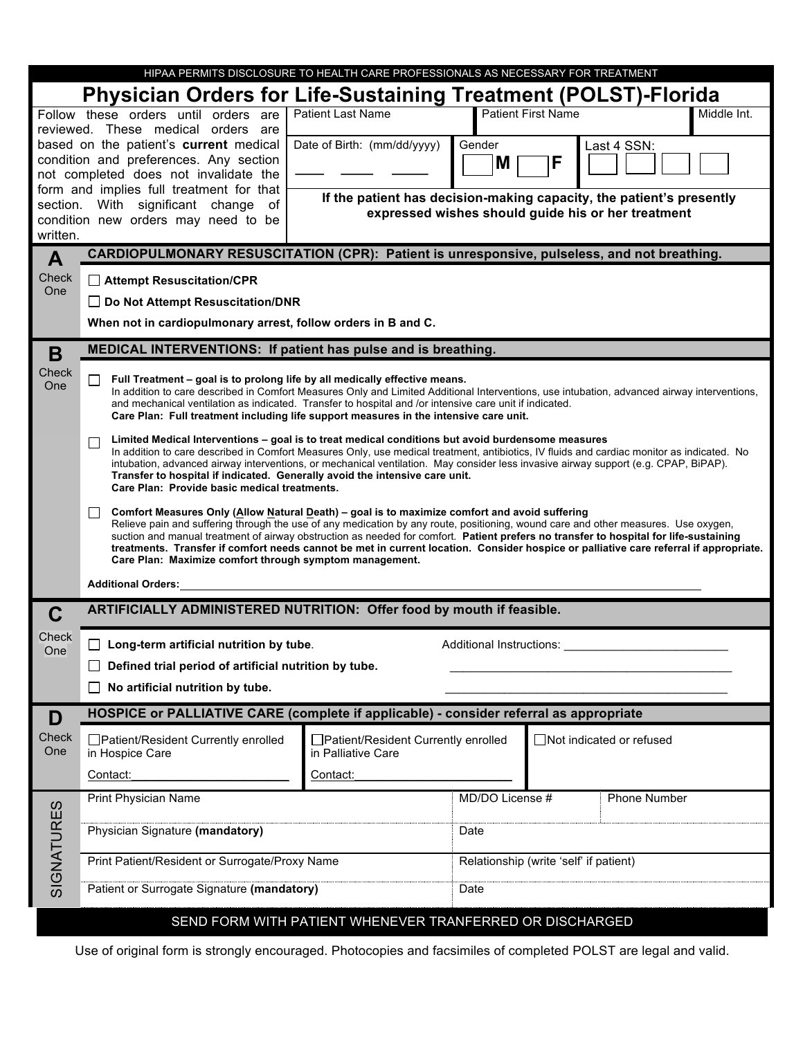HIPAA PERMITS DISCLOSURE TO HEALTH CARE PROFESSIONALS AS NECESSARY FOR TREATMENT

# Physician Orders for Life-Sustaining Treatment (POLST)-Florida

Follow these orders until orders are reviewed. These medical orders are based on the patient's **current** medical condition and preferences. Any section not completed does not invalidate the form and implies full treatment for that section. With significant change of condition new orders may need to be written.

| Patient Last Name | Patient First Name | Middle Int. |
|---|---|---|
| Date of Birth: (mm/dd/yyyy) ___ ___ ___ | Gender ☐ M ☐ F | Last 4 SSN: ☐☐☐☐ |

**If the patient has decision-making capacity, the patient's presently expressed wishes should guide his or her treatment**

## A — CARDIOPULMONARY RESUSCITATION (CPR): Patient is unresponsive, pulseless, and not breathing.

Check One

- ☐ **Attempt Resuscitation/CPR**
- ☐ **Do Not Attempt Resuscitation/DNR**

**When not in cardiopulmonary arrest, follow orders in B and C.**

## B — MEDICAL INTERVENTIONS: If patient has pulse and is breathing.

Check One

- ☐ **Full Treatment – goal is to prolong life by all medically effective means.**
  In addition to care described in Comfort Measures Only and Limited Additional Interventions, use intubation, advanced airway interventions, and mechanical ventilation as indicated. Transfer to hospital and /or intensive care unit if indicated.
  **Care Plan: Full treatment including life support measures in the intensive care unit.**

- ☐ **Limited Medical Interventions – goal is to treat medical conditions but avoid burdensome measures**
  In addition to care described in Comfort Measures Only, use medical treatment, antibiotics, IV fluids and cardiac monitor as indicated. No intubation, advanced airway interventions, or mechanical ventilation. May consider less invasive airway support (e.g. CPAP, BiPAP).
  **Transfer to hospital if indicated. Generally avoid the intensive care unit.**
  **Care Plan: Provide basic medical treatments.**

- ☐ **Comfort Measures Only (Allow Natural Death) – goal is to maximize comfort and avoid suffering**
  Relieve pain and suffering through the use of any medication by any route, positioning, wound care and other measures. Use oxygen, suction and manual treatment of airway obstruction as needed for comfort. **Patient prefers no transfer to hospital for life-sustaining treatments. Transfer if comfort needs cannot be met in current location. Consider hospice or palliative care referral if appropriate.**
  **Care Plan: Maximize comfort through symptom management.**

**Additional Orders:** ______________________________

## C — ARTIFICIALLY ADMINISTERED NUTRITION: Offer food by mouth if feasible.

Check One

- ☐ **Long-term artificial nutrition by tube.**
- ☐ **Defined trial period of artificial nutrition by tube.**
- ☐ **No artificial nutrition by tube.**

Additional Instructions: ______________________________

## D — HOSPICE or PALLIATIVE CARE (complete if applicable) - consider referral as appropriate

Check One

| ☐ Patient/Resident Currently enrolled in Hospice Care | ☐ Patient/Resident Currently enrolled in Palliative Care | ☐ Not indicated or refused |
|---|---|---|
| Contact: ______ | Contact: ______ | |

## SIGNATURES

| Print Physician Name | MD/DO License # | Phone Number |
|---|---|---|
| Physician Signature **(mandatory)** | Date | |
| Print Patient/Resident or Surrogate/Proxy Name | Relationship (write 'self' if patient) | |
| Patient or Surrogate Signature **(mandatory)** | Date | |

SEND FORM WITH PATIENT WHENEVER TRANFERRED OR DISCHARGED

Use of original form is strongly encouraged. Photocopies and facsimiles of completed POLST are legal and valid.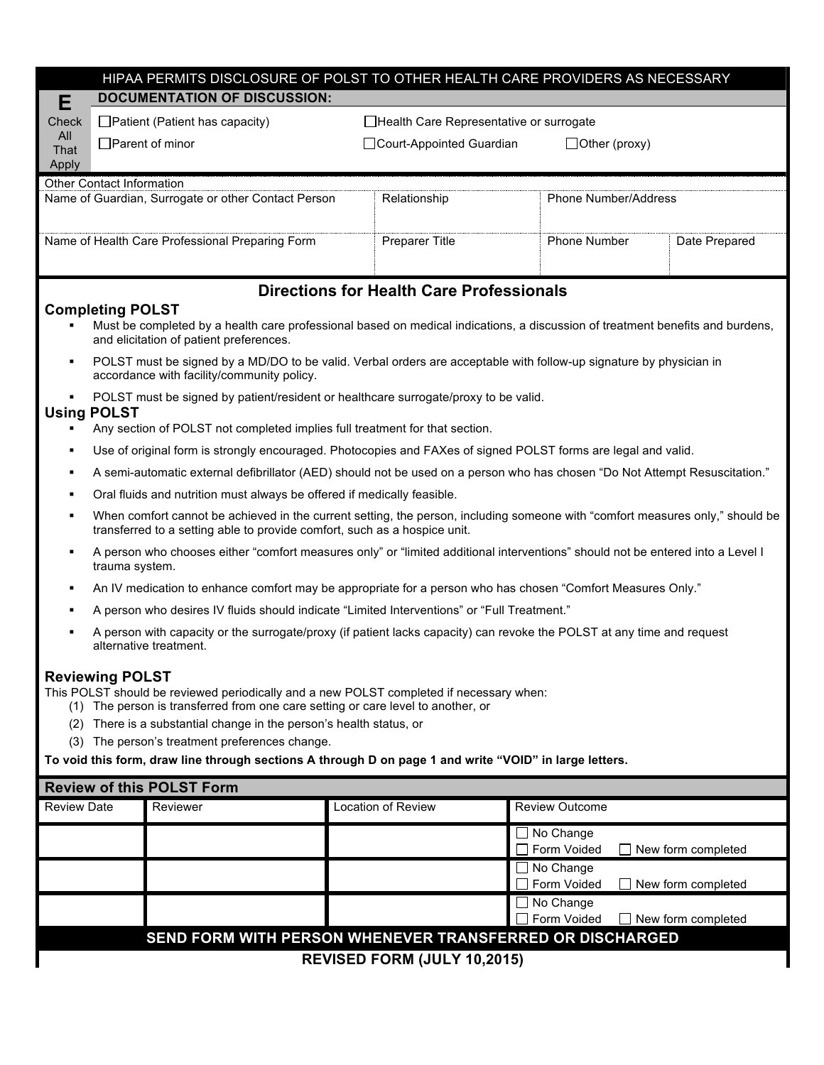HIPAA PERMITS DISCLOSURE OF POLST TO OTHER HEALTH CARE PROVIDERS AS NECESSARY

## E — DOCUMENTATION OF DISCUSSION:

Check All That Apply

☐ Patient (Patient has capacity) ☐ Health Care Representative or surrogate

☐ Parent of minor ☐ Court-Appointed Guardian ☐ Other (proxy)

Other Contact Information

| Name of Guardian, Surrogate or other Contact Person | Relationship | Phone Number/Address | |
|---|---|---|---|
| | | | |
| **Name of Health Care Professional Preparing Form** | **Preparer Title** | **Phone Number** | **Date Prepared** |
| | | | |

## Directions for Health Care Professionals

### Completing POLST

- Must be completed by a health care professional based on medical indications, a discussion of treatment benefits and burdens, and elicitation of patient preferences.
- POLST must be signed by a MD/DO to be valid. Verbal orders are acceptable with follow-up signature by physician in accordance with facility/community policy.
- POLST must be signed by patient/resident or healthcare surrogate/proxy to be valid.

### Using POLST

- Any section of POLST not completed implies full treatment for that section.
- Use of original form is strongly encouraged. Photocopies and FAXes of signed POLST forms are legal and valid.
- A semi-automatic external defibrillator (AED) should not be used on a person who has chosen "Do Not Attempt Resuscitation."
- Oral fluids and nutrition must always be offered if medically feasible.
- When comfort cannot be achieved in the current setting, the person, including someone with "comfort measures only," should be transferred to a setting able to provide comfort, such as a hospice unit.
- A person who chooses either "comfort measures only" or "limited additional interventions" should not be entered into a Level I trauma system.
- An IV medication to enhance comfort may be appropriate for a person who has chosen "Comfort Measures Only."
- A person who desires IV fluids should indicate "Limited Interventions" or "Full Treatment."
- A person with capacity or the surrogate/proxy (if patient lacks capacity) can revoke the POLST at any time and request alternative treatment.

### Reviewing POLST

This POLST should be reviewed periodically and a new POLST completed if necessary when:

1. The person is transferred from one care setting or care level to another, or
2. There is a substantial change in the person's health status, or
3. The person's treatment preferences change.

**To void this form, draw line through sections A through D on page 1 and write "VOID" in large letters.**

### Review of this POLST Form

| Review Date | Reviewer | Location of Review | Review Outcome |
|---|---|---|---|
| | | | ☐ No Change ☐ Form Voided ☐ New form completed |
| | | | ☐ No Change ☐ Form Voided ☐ New form completed |
| | | | ☐ No Change ☐ Form Voided ☐ New form completed |

**SEND FORM WITH PERSON WHENEVER TRANSFERRED OR DISCHARGED**

**REVISED FORM (JULY 10,2015)**